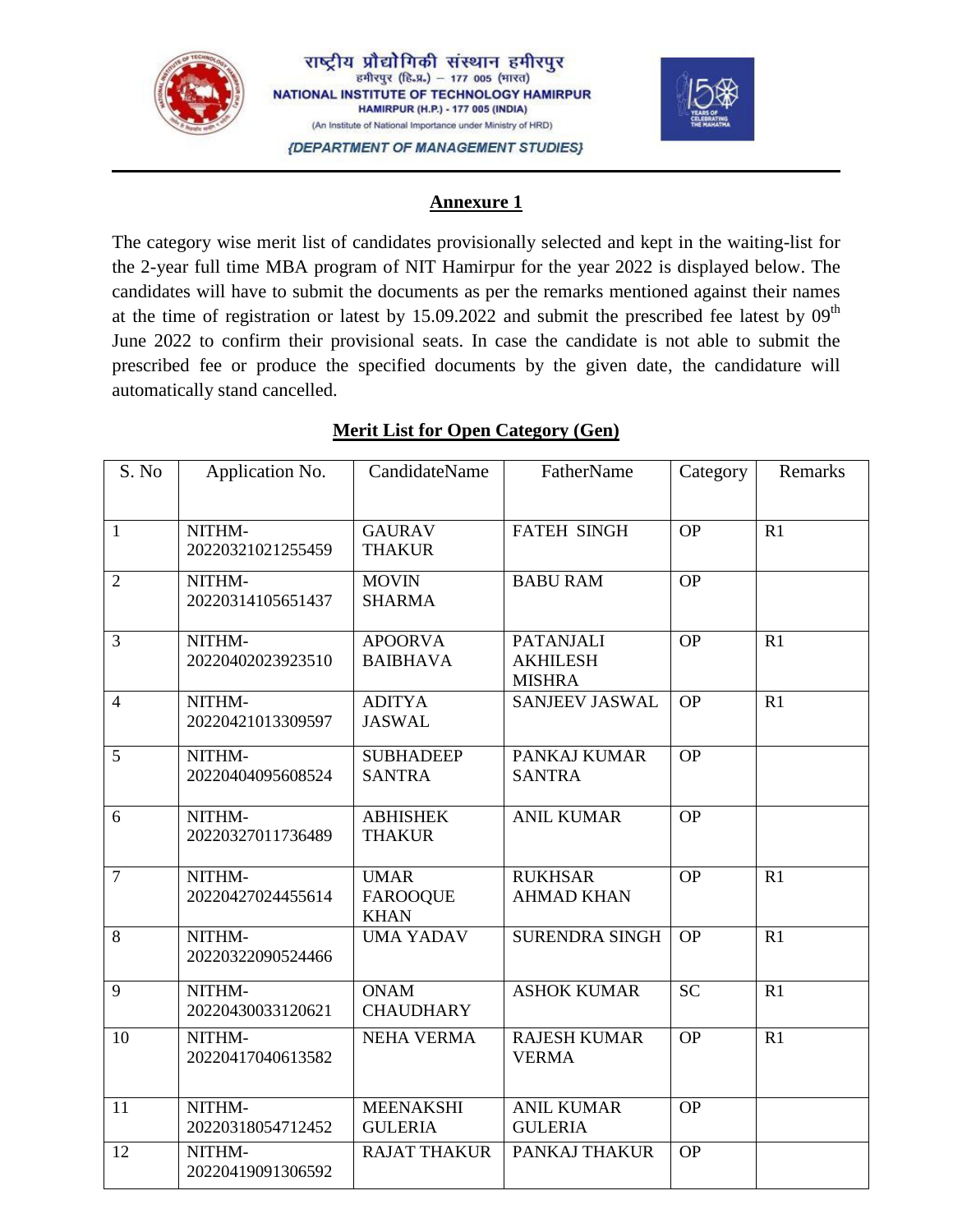राष्ट्रीय प्रौद्योगिकी संस्थान हमीरपुर
हमीरपुर (हि.प्र.) – 177 005 (भारत)

**NATIONAL INSTITUTE OF TECHNOLOGY HAMIRPUR**
**HAMIRPUR (H.P.) - 177 005 (INDIA)**
(An Institute of National Importance under Ministry of HRD)

*{DEPARTMENT OF MANAGEMENT STUDIES}*

## Annexure 1

The category wise merit list of candidates provisionally selected and kept in the waiting-list for the 2-year full time MBA program of NIT Hamirpur for the year 2022 is displayed below. The candidates will have to submit the documents as per the remarks mentioned against their names at the time of registration or latest by 15.09.2022 and submit the prescribed fee latest by 09th June 2022 to confirm their provisional seats. In case the candidate is not able to submit the prescribed fee or produce the specified documents by the given date, the candidature will automatically stand cancelled.

### Merit List for Open Category (Gen)

| S. No | Application No. | CandidateName | FatherName | Category | Remarks |
|---|---|---|---|---|---|
| 1 | NITHM-20220321021255459 | GAURAV THAKUR | FATEH SINGH | OP | R1 |
| 2 | NITHM-20220314105651437 | MOVIN SHARMA | BABU RAM | OP | |
| 3 | NITHM-20220402023923510 | APOORVA BAIBHAVA | PATANJALI AKHILESH MISHRA | OP | R1 |
| 4 | NITHM-20220421013309597 | ADITYA JASWAL | SANJEEV JASWAL | OP | R1 |
| 5 | NITHM-20220404095608524 | SUBHADEEP SANTRA | PANKAJ KUMAR SANTRA | OP | |
| 6 | NITHM-20220327011736489 | ABHISHEK THAKUR | ANIL KUMAR | OP | |
| 7 | NITHM-20220427024455614 | UMAR FAROOQUE KHAN | RUKHSAR AHMAD KHAN | OP | R1 |
| 8 | NITHM-20220322090524466 | UMA YADAV | SURENDRA SINGH | OP | R1 |
| 9 | NITHM-20220430033120621 | ONAM CHAUDHARY | ASHOK KUMAR | SC | R1 |
| 10 | NITHM-20220417040613582 | NEHA VERMA | RAJESH KUMAR VERMA | OP | R1 |
| 11 | NITHM-20220318054712452 | MEENAKSHI GULERIA | ANIL KUMAR GULERIA | OP | |
| 12 | NITHM-20220419091306592 | RAJAT THAKUR | PANKAJ THAKUR | OP | |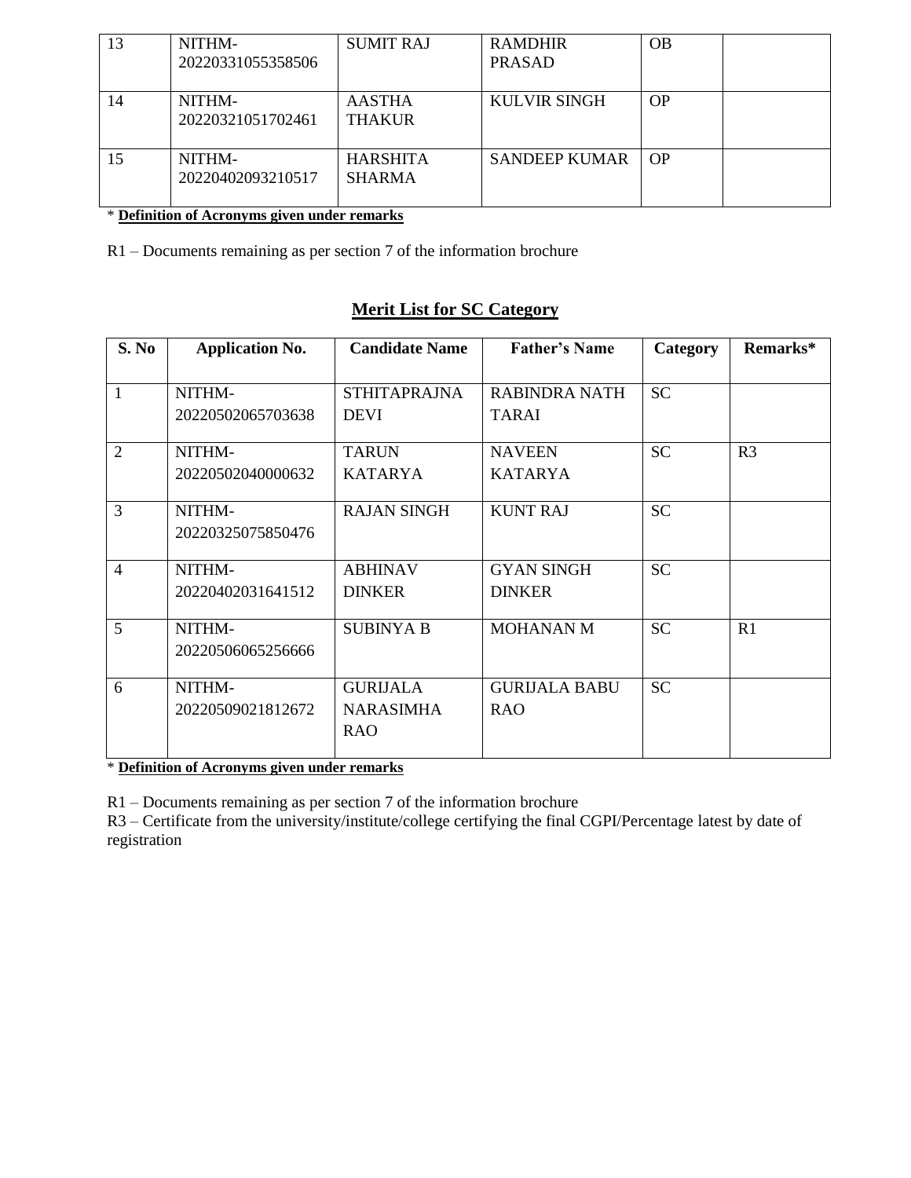| 13 | NITHM-20220331055358506 | SUMIT RAJ | RAMDHIR PRASAD | OB | |
|---|---|---|---|---|---|
| 14 | NITHM-20220321051702461 | AASTHA THAKUR | KULVIR SINGH | OP | |
| 15 | NITHM-20220402093210517 | HARSHITA SHARMA | SANDEEP KUMAR | OP | |

* **Definition of Acronyms given under remarks**

R1 – Documents remaining as per section 7 of the information brochure

## Merit List for SC Category

| S. No | Application No. | Candidate Name | Father's Name | Category | Remarks* |
|---|---|---|---|---|---|
| 1 | NITHM-20220502065703638 | STHITAPRAJNA DEVI | RABINDRA NATH TARAI | SC | |
| 2 | NITHM-20220502040000632 | TARUN KATARYA | NAVEEN KATARYA | SC | R3 |
| 3 | NITHM-20220325075850476 | RAJAN SINGH | KUNT RAJ | SC | |
| 4 | NITHM-20220402031641512 | ABHINAV DINKER | GYAN SINGH DINKER | SC | |
| 5 | NITHM-20220506065256666 | SUBINYA B | MOHANAN M | SC | R1 |
| 6 | NITHM-20220509021812672 | GURIJALA NARASIMHA RAO | GURIJALA BABU RAO | SC | |

* **Definition of Acronyms given under remarks**

R1 – Documents remaining as per section 7 of the information brochure
R3 – Certificate from the university/institute/college certifying the final CGPI/Percentage latest by date of registration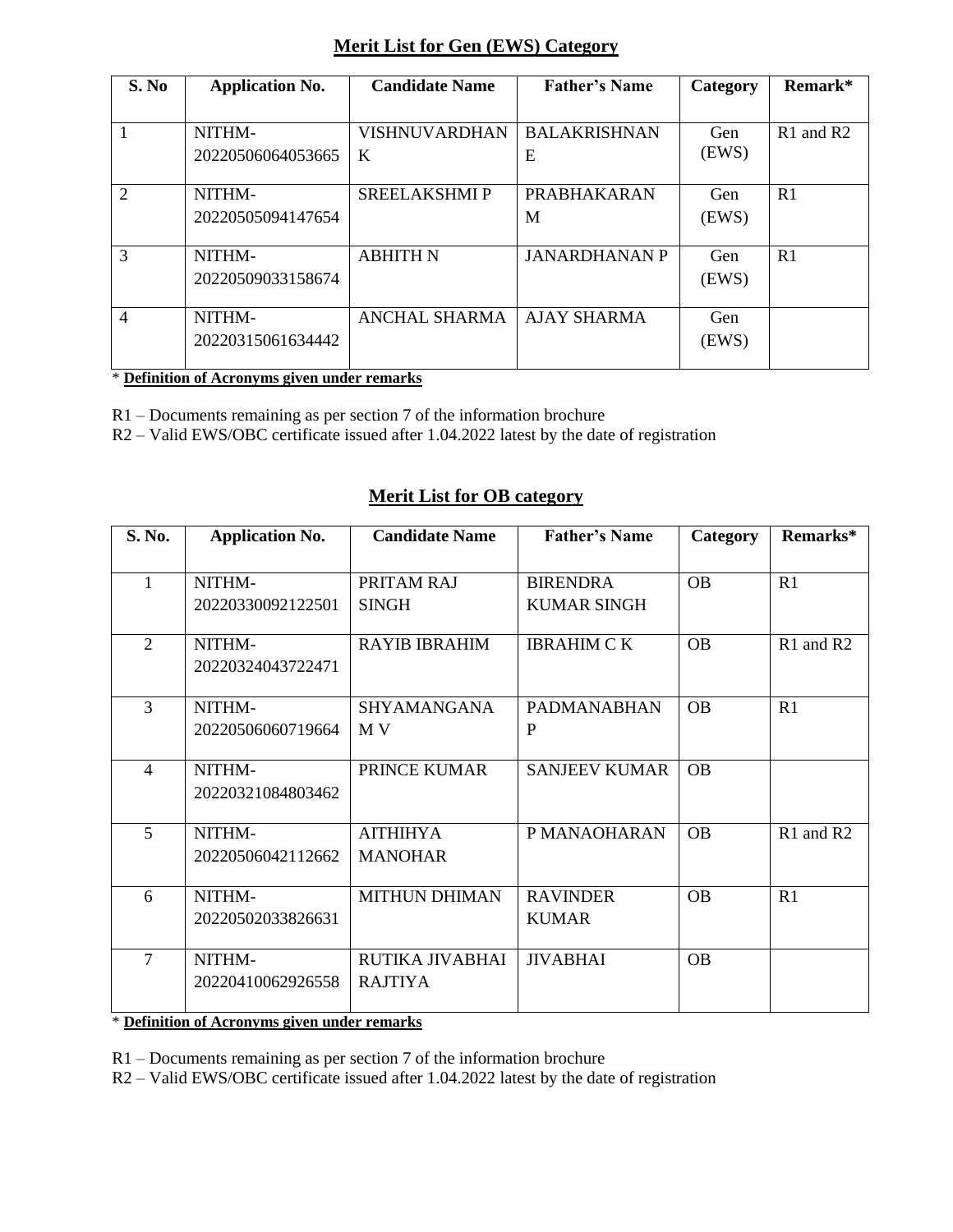## Merit List for Gen (EWS) Category

| S. No | Application No. | Candidate Name | Father's Name | Category | Remark* |
|---|---|---|---|---|---|
| 1 | NITHM-20220506064053665 | VISHNUVARDHAN K | BALAKRISHNAN E | Gen (EWS) | R1 and R2 |
| 2 | NITHM-20220505094147654 | SREELAKSHMI P | PRABHAKARAN M | Gen (EWS) | R1 |
| 3 | NITHM-20220509033158674 | ABHITH N | JANARDHANAN P | Gen (EWS) | R1 |
| 4 | NITHM-20220315061634442 | ANCHAL SHARMA | AJAY SHARMA | Gen (EWS) | |

* **Definition of Acronyms given under remarks**

R1 – Documents remaining as per section 7 of the information brochure
R2 – Valid EWS/OBC certificate issued after 1.04.2022 latest by the date of registration

## Merit List for OB category

| S. No. | Application No. | Candidate Name | Father's Name | Category | Remarks* |
|---|---|---|---|---|---|
| 1 | NITHM-20220330092122501 | PRITAM RAJ SINGH | BIRENDRA KUMAR SINGH | OB | R1 |
| 2 | NITHM-20220324043722471 | RAYIB IBRAHIM | IBRAHIM C K | OB | R1 and R2 |
| 3 | NITHM-20220506060719664 | SHYAMANGANA M V | PADMANABHAN P | OB | R1 |
| 4 | NITHM-20220321084803462 | PRINCE KUMAR | SANJEEV KUMAR | OB | |
| 5 | NITHM-20220506042112662 | AITHIHYA MANOHAR | P MANAOHARAN | OB | R1 and R2 |
| 6 | NITHM-20220502033826631 | MITHUN DHIMAN | RAVINDER KUMAR | OB | R1 |
| 7 | NITHM-20220410062926558 | RUTIKA JIVABHAI RAJTIYA | JIVABHAI | OB | |

* **Definition of Acronyms given under remarks**

R1 – Documents remaining as per section 7 of the information brochure
R2 – Valid EWS/OBC certificate issued after 1.04.2022 latest by the date of registration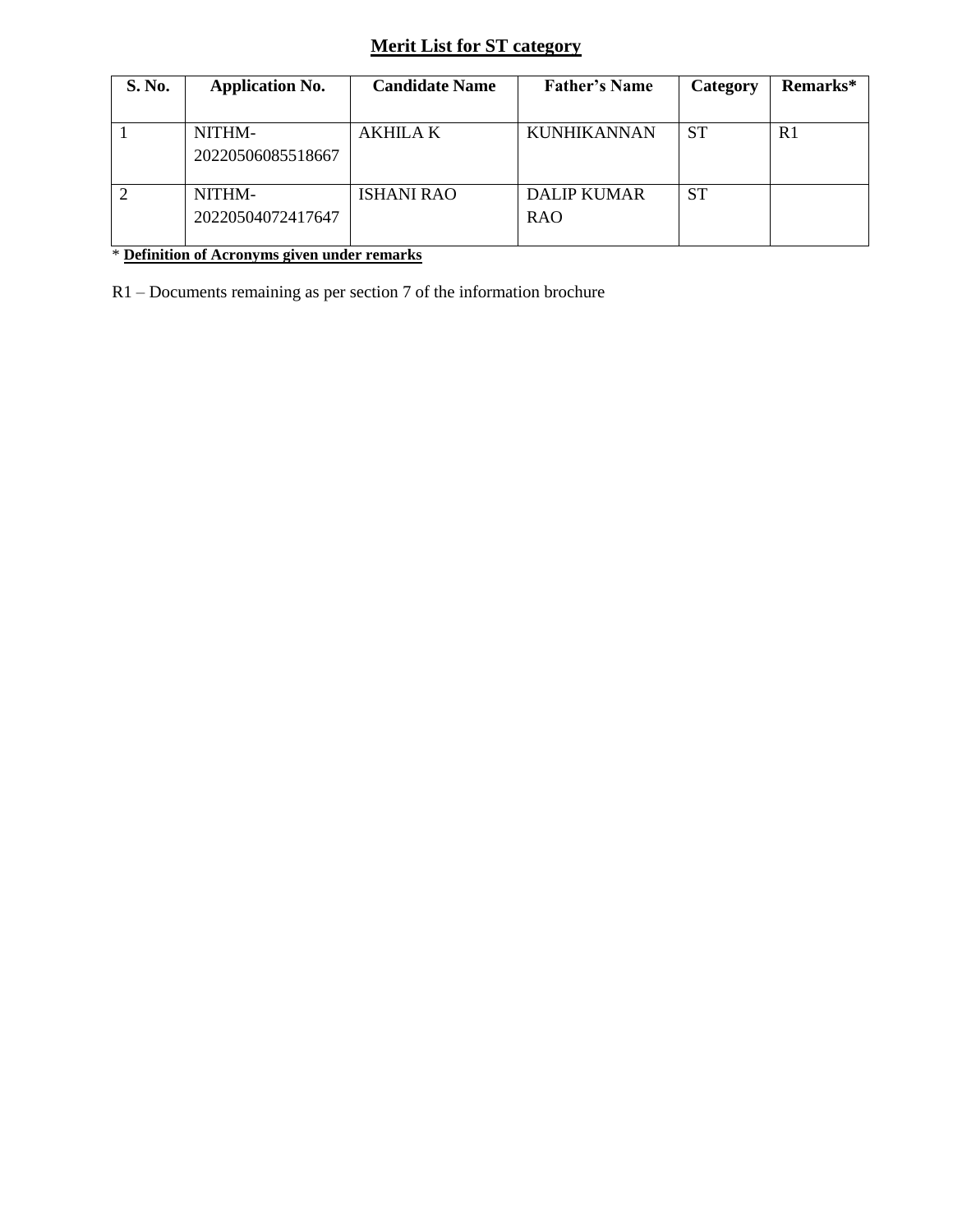## Merit List for ST category

| S. No. | Application No. | Candidate Name | Father's Name | Category | Remarks* |
|---|---|---|---|---|---|
| 1 | NITHM-20220506085518667 | AKHILA K | KUNHIKANNAN | ST | R1 |
| 2 | NITHM-20220504072417647 | ISHANI RAO | DALIP KUMAR RAO | ST | |

* **Definition of Acronyms given under remarks**

R1 – Documents remaining as per section 7 of the information brochure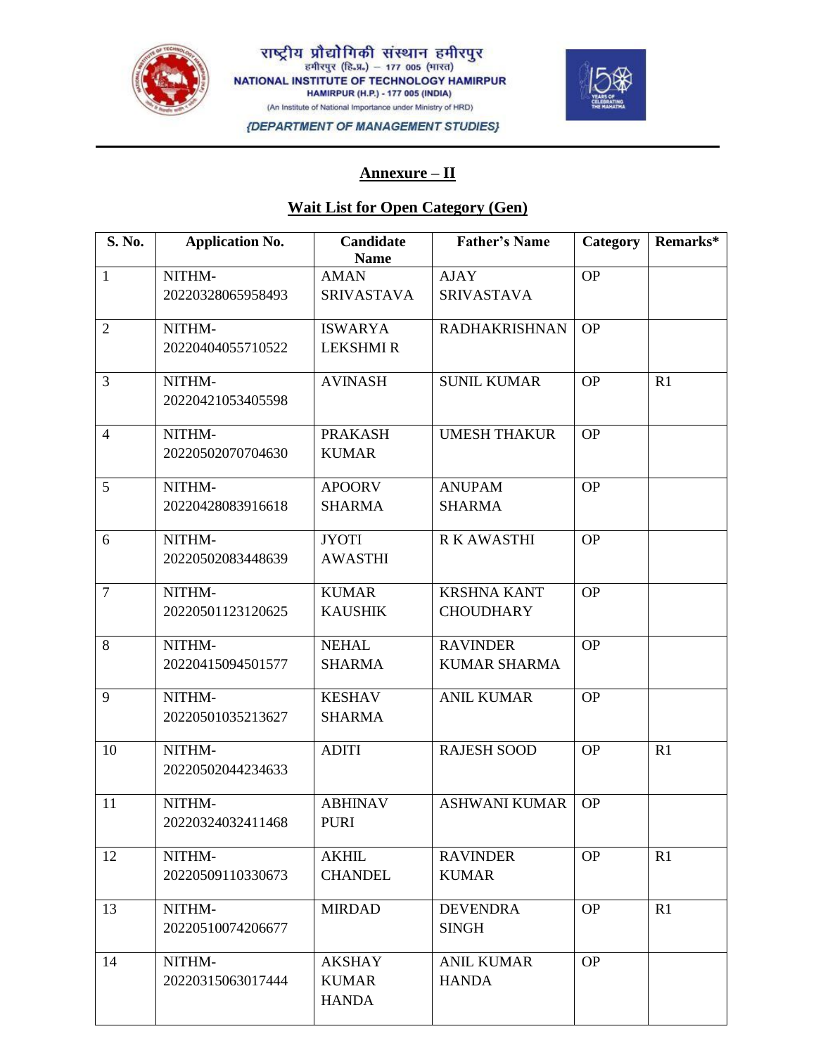राष्ट्रीय प्रौद्योगिकी संस्थान हमीरपुर
हमीरपुर (हि.प्र.) – 177 005 (भारत)
NATIONAL INSTITUTE OF TECHNOLOGY HAMIRPUR
HAMIRPUR (H.P.) - 177 005 (INDIA)
(An Institute of National Importance under Ministry of HRD)

*{DEPARTMENT OF MANAGEMENT STUDIES}*

## Annexure – II

## Wait List for Open Category (Gen)

| S. No. | Application No. | Candidate Name | Father's Name | Category | Remarks* |
|---|---|---|---|---|---|
| 1 | NITHM-20220328065958493 | AMAN SRIVASTAVA | AJAY SRIVASTAVA | OP | |
| 2 | NITHM-20220404055710522 | ISWARYA LEKSHMI R | RADHAKRISHNAN | OP | |
| 3 | NITHM-20220421053405598 | AVINASH | SUNIL KUMAR | OP | R1 |
| 4 | NITHM-20220502070704630 | PRAKASH KUMAR | UMESH THAKUR | OP | |
| 5 | NITHM-20220428083916618 | APOORV SHARMA | ANUPAM SHARMA | OP | |
| 6 | NITHM-20220502083448639 | JYOTI AWASTHI | R K AWASTHI | OP | |
| 7 | NITHM-20220501123120625 | KUMAR KAUSHIK | KRSHNA KANT CHOUDHARY | OP | |
| 8 | NITHM-20220415094501577 | NEHAL SHARMA | RAVINDER KUMAR SHARMA | OP | |
| 9 | NITHM-20220501035213627 | KESHAV SHARMA | ANIL KUMAR | OP | |
| 10 | NITHM-20220502044234633 | ADITI | RAJESH SOOD | OP | R1 |
| 11 | NITHM-20220324032411468 | ABHINAV PURI | ASHWANI KUMAR | OP | |
| 12 | NITHM-20220509110330673 | AKHIL CHANDEL | RAVINDER KUMAR | OP | R1 |
| 13 | NITHM-20220510074206677 | MIRDAD | DEVENDRA SINGH | OP | R1 |
| 14 | NITHM-20220315063017444 | AKSHAY KUMAR HANDA | ANIL KUMAR HANDA | OP | |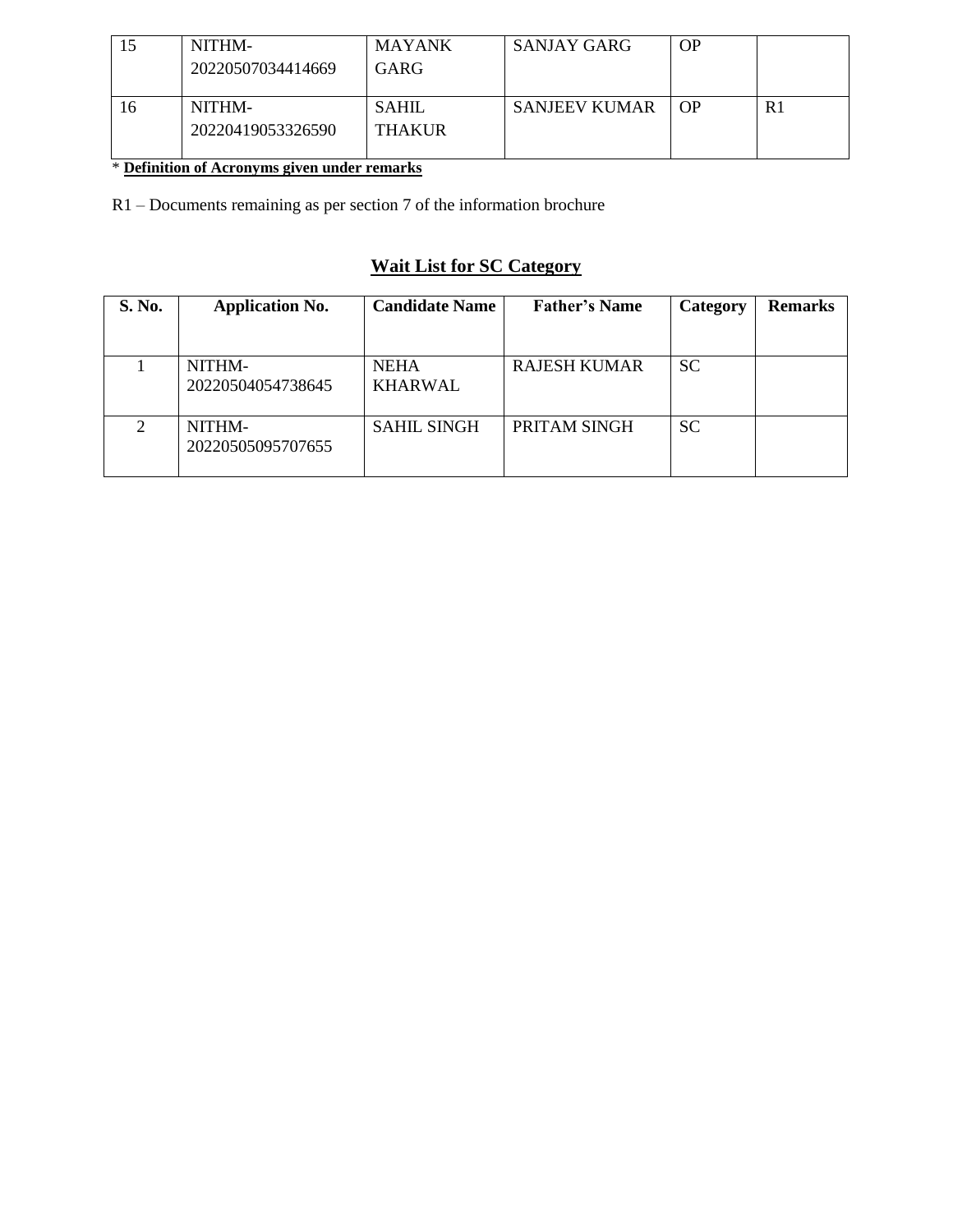| 15 | NITHM-20220507034414669 | MAYANK GARG | SANJAY GARG | OP | |
|---|---|---|---|---|---|
| 16 | NITHM-20220419053326590 | SAHIL THAKUR | SANJEEV KUMAR | OP | R1 |

* **Definition of Acronyms given under remarks**

R1 – Documents remaining as per section 7 of the information brochure

## Wait List for SC Category

| S. No. | Application No. | Candidate Name | Father's Name | Category | Remarks |
|---|---|---|---|---|---|
| 1 | NITHM-20220504054738645 | NEHA KHARWAL | RAJESH KUMAR | SC | |
| 2 | NITHM-20220505095707655 | SAHIL SINGH | PRITAM SINGH | SC | |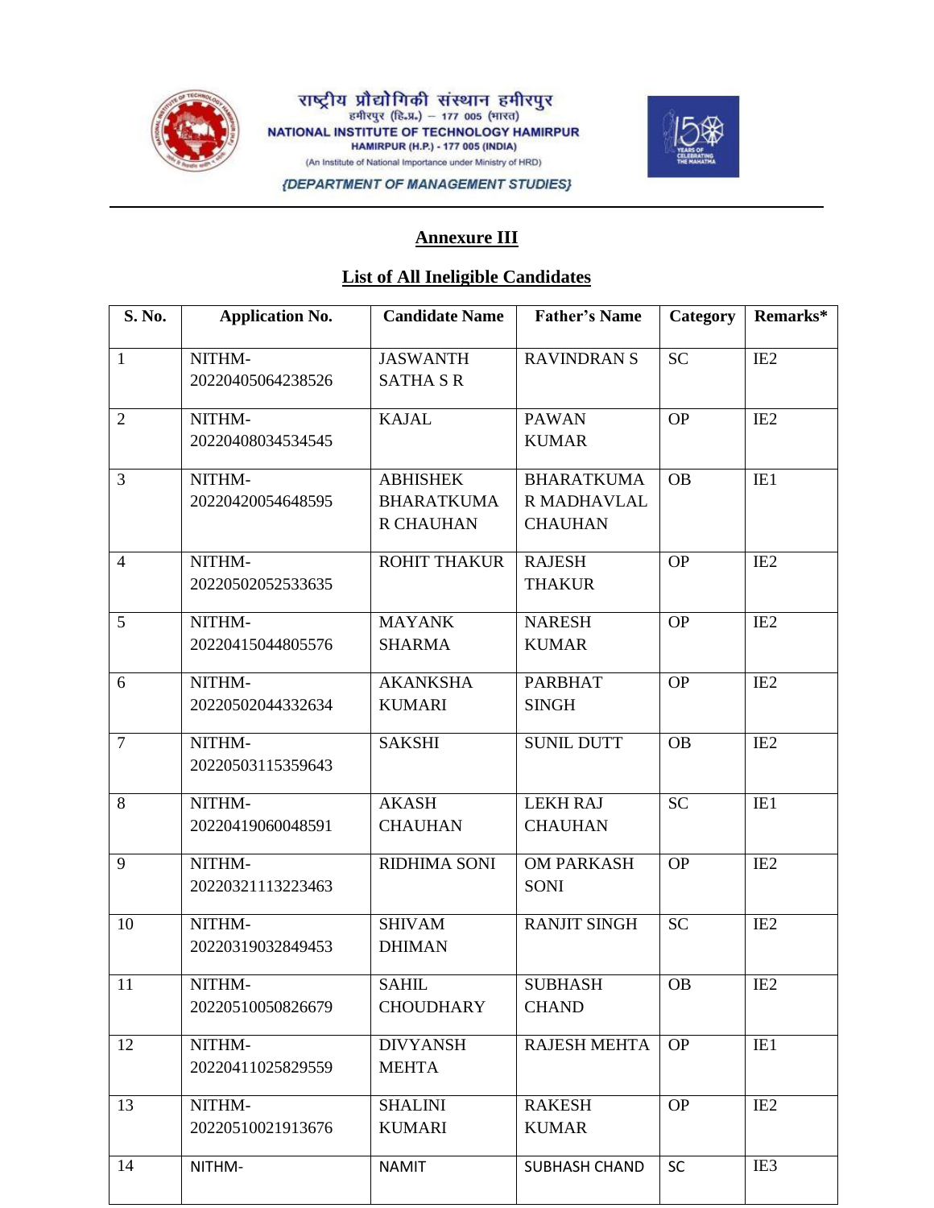राष्ट्रीय प्रौद्योगिकी संस्थान हमीरपुर
हमीरपुर (हि.प्र.) – 177 005 (भारत)
NATIONAL INSTITUTE OF TECHNOLOGY HAMIRPUR
HAMIRPUR (H.P.) - 177 005 (INDIA)
(An Institute of National Importance under Ministry of HRD)
*{DEPARTMENT OF MANAGEMENT STUDIES}*

## Annexure III

## List of All Ineligible Candidates

| S. No. | Application No. | Candidate Name | Father's Name | Category | Remarks* |
|---|---|---|---|---|---|
| 1 | NITHM-20220405064238526 | JASWANTH SATHA S R | RAVINDRAN S | SC | IE2 |
| 2 | NITHM-20220408034534545 | KAJAL | PAWAN KUMAR | OP | IE2 |
| 3 | NITHM-20220420054648595 | ABHISHEK BHARATKUMAR CHAUHAN | BHARATKUMAR MADHAVLAL CHAUHAN | OB | IE1 |
| 4 | NITHM-20220502052533635 | ROHIT THAKUR | RAJESH THAKUR | OP | IE2 |
| 5 | NITHM-20220415044805576 | MAYANK SHARMA | NARESH KUMAR | OP | IE2 |
| 6 | NITHM-20220502044332634 | AKANKSHA KUMARI | PARBHAT SINGH | OP | IE2 |
| 7 | NITHM-20220503115359643 | SAKSHI | SUNIL DUTT | OB | IE2 |
| 8 | NITHM-20220419060048591 | AKASH CHAUHAN | LEKH RAJ CHAUHAN | SC | IE1 |
| 9 | NITHM-20220321113223463 | RIDHIMA SONI | OM PARKASH SONI | OP | IE2 |
| 10 | NITHM-20220319032849453 | SHIVAM DHIMAN | RANJIT SINGH | SC | IE2 |
| 11 | NITHM-20220510050826679 | SAHIL CHOUDHARY | SUBHASH CHAND | OB | IE2 |
| 12 | NITHM-20220411025829559 | DIVYANSH MEHTA | RAJESH MEHTA | OP | IE1 |
| 13 | NITHM-20220510021913676 | SHALINI KUMARI | RAKESH KUMAR | OP | IE2 |
| 14 | NITHM- | NAMIT | SUBHASH CHAND | SC | IE3 |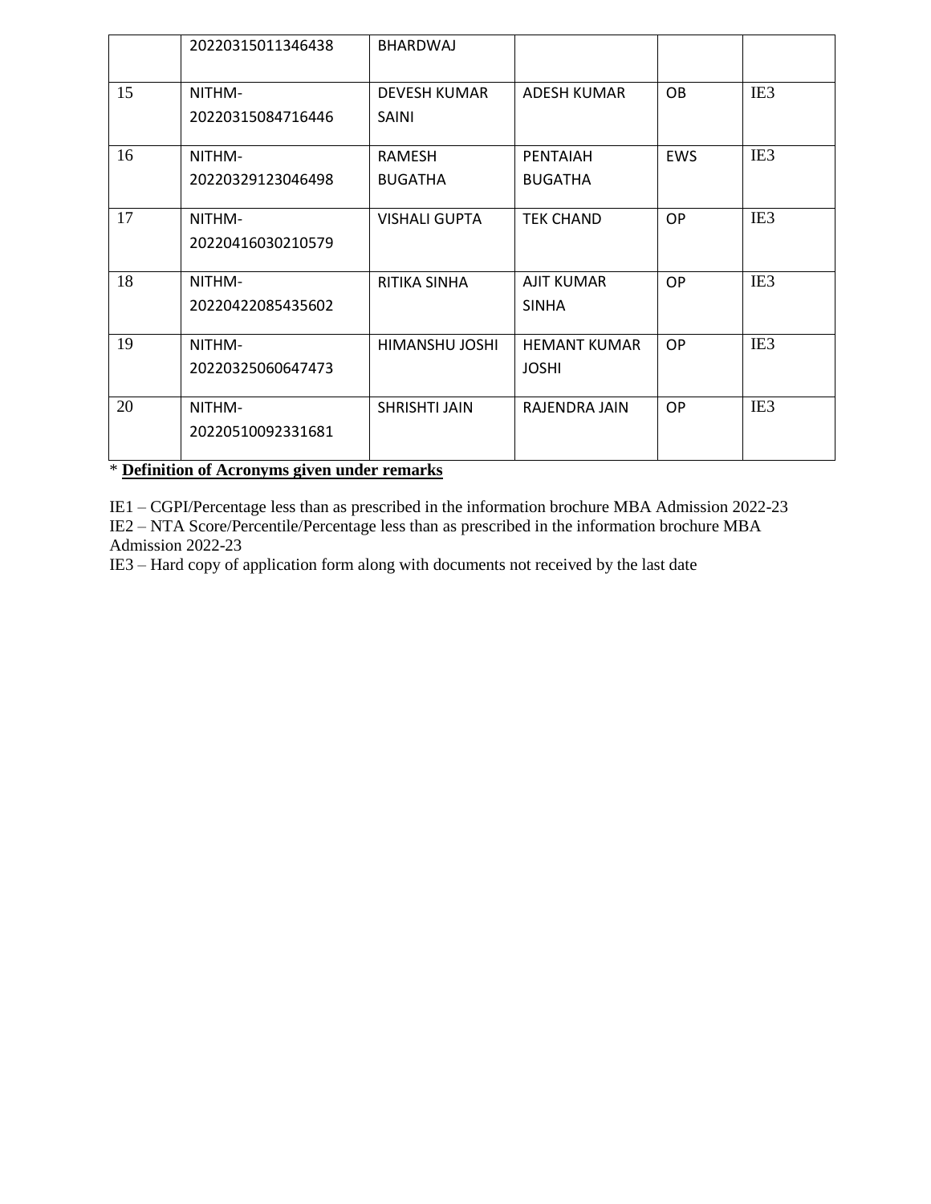| | | | | | |
|---|---|---|---|---|---|
| | 20220315011346438 | BHARDWAJ | | | |
| 15 | NITHM-20220315084716446 | DEVESH KUMAR SAINI | ADESH KUMAR | OB | IE3 |
| 16 | NITHM-20220329123046498 | RAMESH BUGATHA | PENTAIAH BUGATHA | EWS | IE3 |
| 17 | NITHM-20220416030210579 | VISHALI GUPTA | TEK CHAND | OP | IE3 |
| 18 | NITHM-20220422085435602 | RITIKA SINHA | AJIT KUMAR SINHA | OP | IE3 |
| 19 | NITHM-20220325060647473 | HIMANSHU JOSHI | HEMANT KUMAR JOSHI | OP | IE3 |
| 20 | NITHM-20220510092331681 | SHRISHTI JAIN | RAJENDRA JAIN | OP | IE3 |

* **Definition of Acronyms given under remarks**

IE1 – CGPI/Percentage less than as prescribed in the information brochure MBA Admission 2022-23

IE2 – NTA Score/Percentile/Percentage less than as prescribed in the information brochure MBA Admission 2022-23

IE3 – Hard copy of application form along with documents not received by the last date